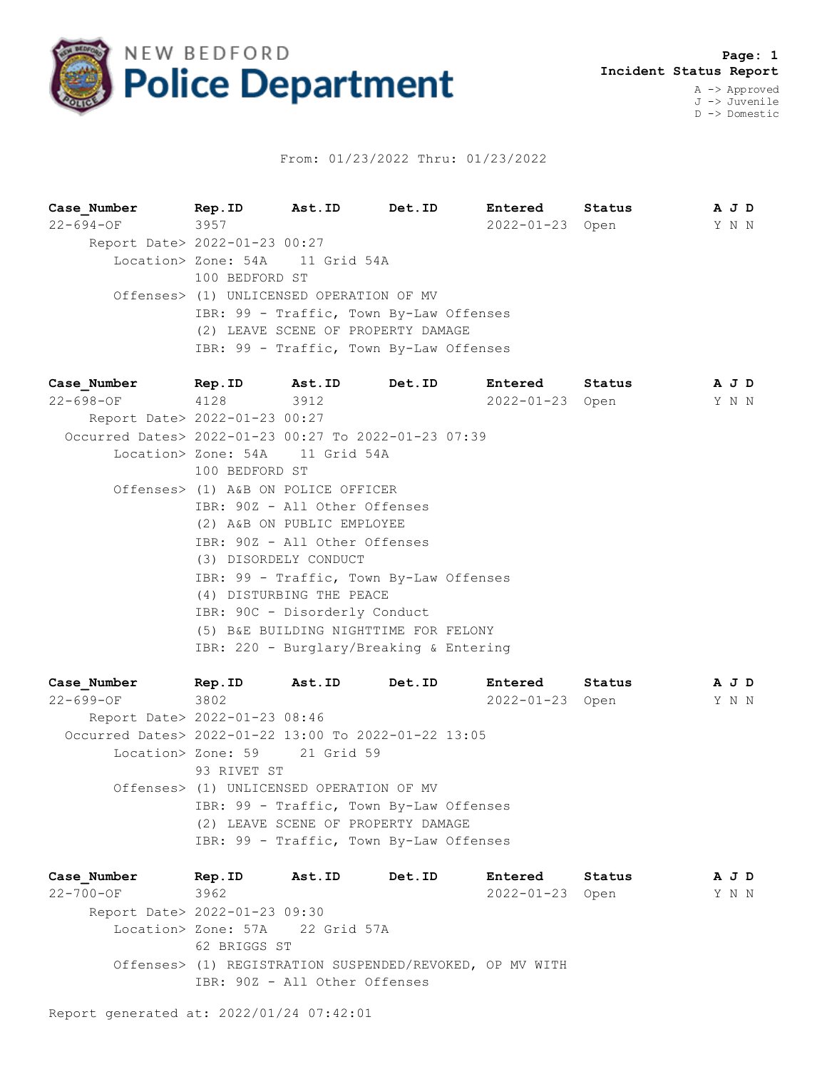# NEW BEDFORD Police Department

**Page: 1**
**Incident Status Report**

A -> Approved
J -> Juvenile
D -> Domestic

From: 01/23/2022 Thru: 01/23/2022

| Case_Number | Rep.ID | Ast.ID | Det.ID | Entered | Status | A J D |
|---|---|---|---|---|---|---|
| 22-694-OF | 3957 | | | 2022-01-23 | Open | Y N N |

Report Date> 2022-01-23 00:27
Location> Zone: 54A 11 Grid 54A
100 BEDFORD ST
Offenses> (1) UNLICENSED OPERATION OF MV
IBR: 99 - Traffic, Town By-Law Offenses
(2) LEAVE SCENE OF PROPERTY DAMAGE
IBR: 99 - Traffic, Town By-Law Offenses

| Case_Number | Rep.ID | Ast.ID | Det.ID | Entered | Status | A J D |
|---|---|---|---|---|---|---|
| 22-698-OF | 4128 | 3912 | | 2022-01-23 | Open | Y N N |

Report Date> 2022-01-23 00:27
Occurred Dates> 2022-01-23 00:27 To 2022-01-23 07:39
Location> Zone: 54A 11 Grid 54A
100 BEDFORD ST
Offenses> (1) A&B ON POLICE OFFICER
IBR: 90Z - All Other Offenses
(2) A&B ON PUBLIC EMPLOYEE
IBR: 90Z - All Other Offenses
(3) DISORDELY CONDUCT
IBR: 99 - Traffic, Town By-Law Offenses
(4) DISTURBING THE PEACE
IBR: 90C - Disorderly Conduct
(5) B&E BUILDING NIGHTTIME FOR FELONY
IBR: 220 - Burglary/Breaking & Entering

| Case_Number | Rep.ID | Ast.ID | Det.ID | Entered | Status | A J D |
|---|---|---|---|---|---|---|
| 22-699-OF | 3802 | | | 2022-01-23 | Open | Y N N |

Report Date> 2022-01-23 08:46
Occurred Dates> 2022-01-22 13:00 To 2022-01-22 13:05
Location> Zone: 59 21 Grid 59
93 RIVET ST
Offenses> (1) UNLICENSED OPERATION OF MV
IBR: 99 - Traffic, Town By-Law Offenses
(2) LEAVE SCENE OF PROPERTY DAMAGE
IBR: 99 - Traffic, Town By-Law Offenses

| Case_Number | Rep.ID | Ast.ID | Det.ID | Entered | Status | A J D |
|---|---|---|---|---|---|---|
| 22-700-OF | 3962 | | | 2022-01-23 | Open | Y N N |

Report Date> 2022-01-23 09:30
Location> Zone: 57A 22 Grid 57A
62 BRIGGS ST
Offenses> (1) REGISTRATION SUSPENDED/REVOKED, OP MV WITH
IBR: 90Z - All Other Offenses

Report generated at: 2022/01/24 07:42:01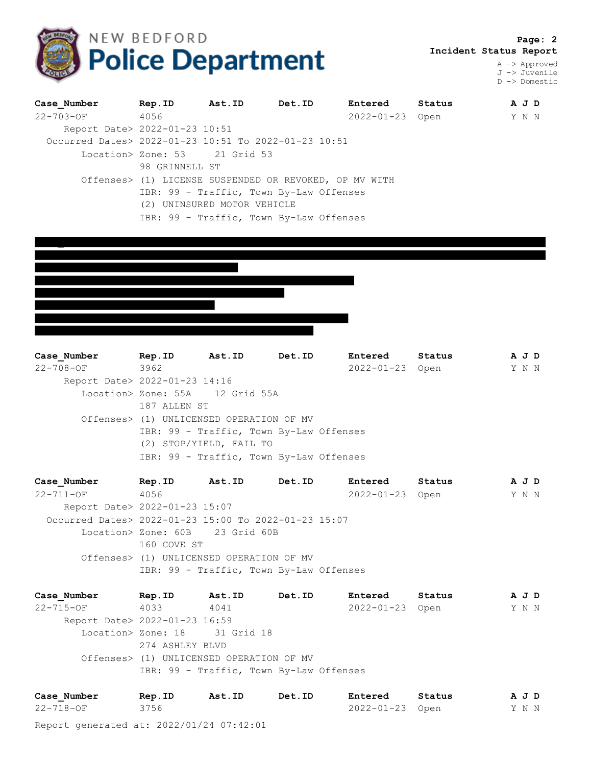# NEW BEDFORD Police Department

**Incident Status Report**

A -> Approved
J -> Juvenile
D -> Domestic

| Case_Number | Rep.ID | Ast.ID | Det.ID | Entered | Status | A J D |
|---|---|---|---|---|---|---|
| 22-703-OF | 4056 | | | 2022-01-23 | Open | Y N N |

Report Date> 2022-01-23 10:51
Occurred Dates> 2022-01-23 10:51 To 2022-01-23 10:51
Location> Zone: 53 21 Grid 53
98 GRINNELL ST
Offenses> (1) LICENSE SUSPENDED OR REVOKED, OP MV WITH
IBR: 99 - Traffic, Town By-Law Offenses
(2) UNINSURED MOTOR VEHICLE
IBR: 99 - Traffic, Town By-Law Offenses

| Case_Number | Rep.ID | Ast.ID | Det.ID | Entered | Status | A J D |
|---|---|---|---|---|---|---|
| 22-708-OF | 3962 | | | 2022-01-23 | Open | Y N N |

Report Date> 2022-01-23 14:16
Location> Zone: 55A 12 Grid 55A
187 ALLEN ST
Offenses> (1) UNLICENSED OPERATION OF MV
IBR: 99 - Traffic, Town By-Law Offenses
(2) STOP/YIELD, FAIL TO
IBR: 99 - Traffic, Town By-Law Offenses

| Case_Number | Rep.ID | Ast.ID | Det.ID | Entered | Status | A J D |
|---|---|---|---|---|---|---|
| 22-711-OF | 4056 | | | 2022-01-23 | Open | Y N N |

Report Date> 2022-01-23 15:07
Occurred Dates> 2022-01-23 15:00 To 2022-01-23 15:07
Location> Zone: 60B 23 Grid 60B
160 COVE ST
Offenses> (1) UNLICENSED OPERATION OF MV
IBR: 99 - Traffic, Town By-Law Offenses

| Case_Number | Rep.ID | Ast.ID | Det.ID | Entered | Status | A J D |
|---|---|---|---|---|---|---|
| 22-715-OF | 4033 | 4041 | | 2022-01-23 | Open | Y N N |

Report Date> 2022-01-23 16:59
Location> Zone: 18 31 Grid 18
274 ASHLEY BLVD
Offenses> (1) UNLICENSED OPERATION OF MV
IBR: 99 - Traffic, Town By-Law Offenses

| Case_Number | Rep.ID | Ast.ID | Det.ID | Entered | Status | A J D |
|---|---|---|---|---|---|---|
| 22-718-OF | 3756 | | | 2022-01-23 | Open | Y N N |

Report generated at: 2022/01/24 07:42:01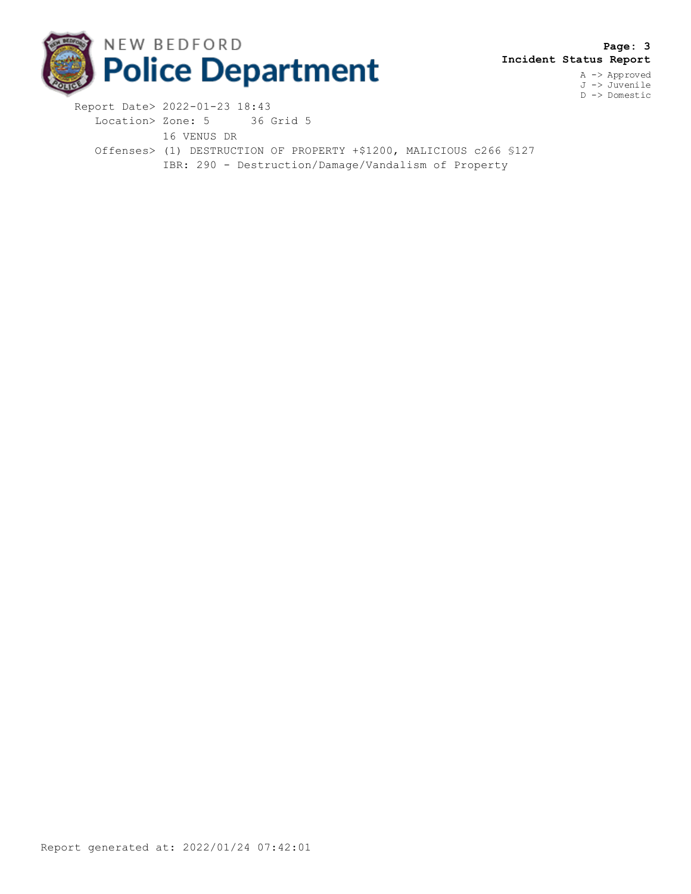Report Date> 2022-01-23 18:43

Location> Zone: 5 36 Grid 5

16 VENUS DR

Offenses> (1) DESTRUCTION OF PROPERTY +$1200, MALICIOUS c266 §127

IBR: 290 - Destruction/Damage/Vandalism of Property

Report generated at: 2022/01/24 07:42:01